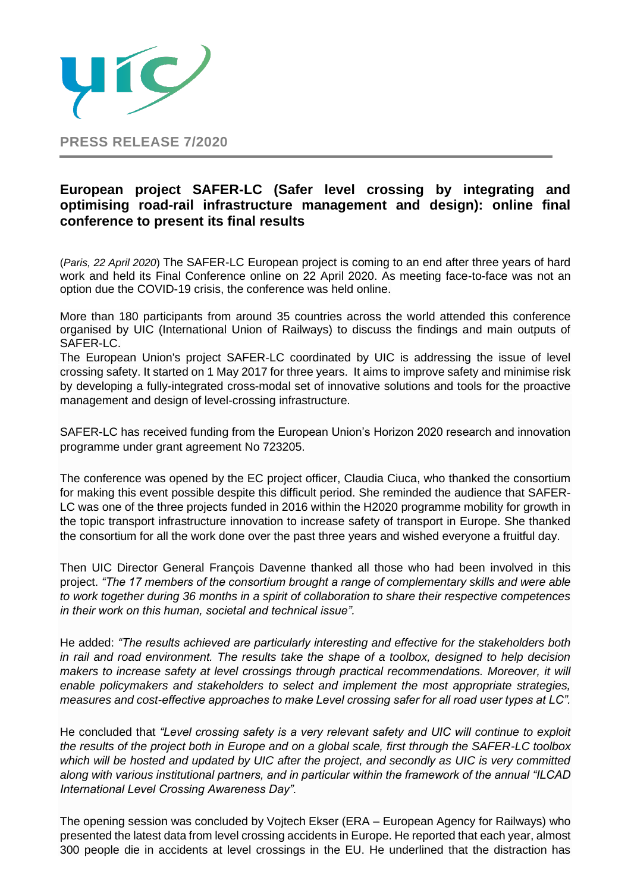**PRESS RELEASE 7/2020**

## European project SAFER-LC (Safer level crossing by integrating and optimising road-rail infrastructure management and design): online final conference to present its final results

(*Paris, 22 April 2020*) The SAFER-LC European project is coming to an end after three years of hard work and held its Final Conference online on 22 April 2020. As meeting face-to-face was not an option due the COVID-19 crisis, the conference was held online.

More than 180 participants from around 35 countries across the world attended this conference organised by UIC (International Union of Railways) to discuss the findings and main outputs of SAFER-LC.

The European Union's project SAFER-LC coordinated by UIC is addressing the issue of level crossing safety. It started on 1 May 2017 for three years. It aims to improve safety and minimise risk by developing a fully-integrated cross-modal set of innovative solutions and tools for the proactive management and design of level-crossing infrastructure.

SAFER-LC has received funding from the European Union's Horizon 2020 research and innovation programme under grant agreement No 723205.

The conference was opened by the EC project officer, Claudia Ciuca, who thanked the consortium for making this event possible despite this difficult period. She reminded the audience that SAFER-LC was one of the three projects funded in 2016 within the H2020 programme mobility for growth in the topic transport infrastructure innovation to increase safety of transport in Europe. She thanked the consortium for all the work done over the past three years and wished everyone a fruitful day.

Then UIC Director General François Davenne thanked all those who had been involved in this project. *"The 17 members of the consortium brought a range of complementary skills and were able to work together during 36 months in a spirit of collaboration to share their respective competences in their work on this human, societal and technical issue".*

He added: *"The results achieved are particularly interesting and effective for the stakeholders both in rail and road environment. The results take the shape of a toolbox, designed to help decision makers to increase safety at level crossings through practical recommendations. Moreover, it will enable policymakers and stakeholders to select and implement the most appropriate strategies, measures and cost-effective approaches to make Level crossing safer for all road user types at LC".*

He concluded that *"Level crossing safety is a very relevant safety and UIC will continue to exploit the results of the project both in Europe and on a global scale, first through the SAFER-LC toolbox which will be hosted and updated by UIC after the project, and secondly as UIC is very committed along with various institutional partners, and in particular within the framework of the annual "ILCAD International Level Crossing Awareness Day".*

The opening session was concluded by Vojtech Ekser (ERA – European Agency for Railways) who presented the latest data from level crossing accidents in Europe. He reported that each year, almost 300 people die in accidents at level crossings in the EU. He underlined that the distraction has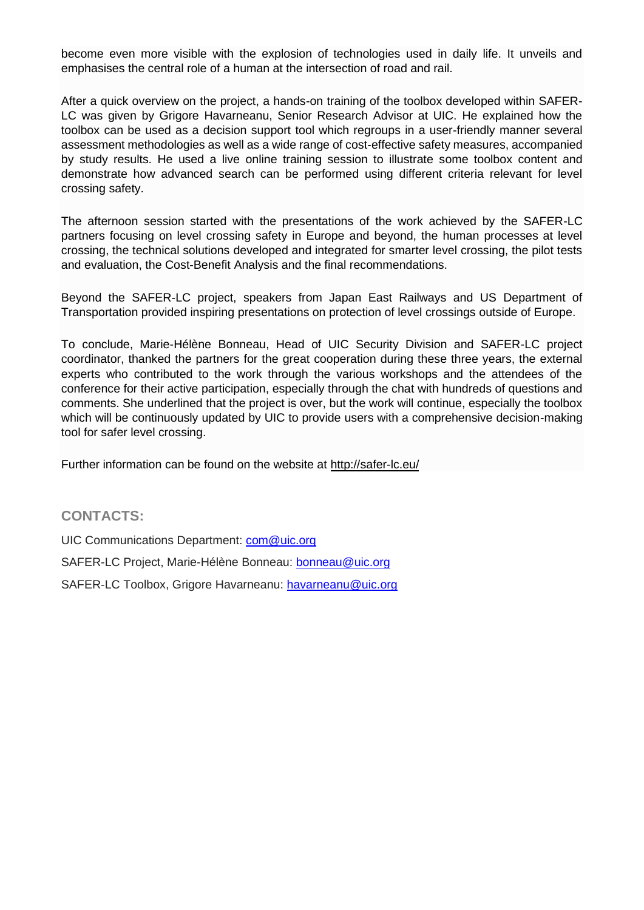become even more visible with the explosion of technologies used in daily life. It unveils and emphasises the central role of a human at the intersection of road and rail.

After a quick overview on the project, a hands-on training of the toolbox developed within SAFER-LC was given by Grigore Havarneanu, Senior Research Advisor at UIC. He explained how the toolbox can be used as a decision support tool which regroups in a user-friendly manner several assessment methodologies as well as a wide range of cost-effective safety measures, accompanied by study results. He used a live online training session to illustrate some toolbox content and demonstrate how advanced search can be performed using different criteria relevant for level crossing safety.

The afternoon session started with the presentations of the work achieved by the SAFER-LC partners focusing on level crossing safety in Europe and beyond, the human processes at level crossing, the technical solutions developed and integrated for smarter level crossing, the pilot tests and evaluation, the Cost-Benefit Analysis and the final recommendations.

Beyond the SAFER-LC project, speakers from Japan East Railways and US Department of Transportation provided inspiring presentations on protection of level crossings outside of Europe.

To conclude, Marie-Hélène Bonneau, Head of UIC Security Division and SAFER-LC project coordinator, thanked the partners for the great cooperation during these three years, the external experts who contributed to the work through the various workshops and the attendees of the conference for their active participation, especially through the chat with hundreds of questions and comments. She underlined that the project is over, but the work will continue, especially the toolbox which will be continuously updated by UIC to provide users with a comprehensive decision-making tool for safer level crossing.

Further information can be found on the website at http://safer-lc.eu/

## CONTACTS:

UIC Communications Department: com@uic.org

SAFER-LC Project, Marie-Hélène Bonneau: bonneau@uic.org

SAFER-LC Toolbox, Grigore Havarneanu: havarneanu@uic.org